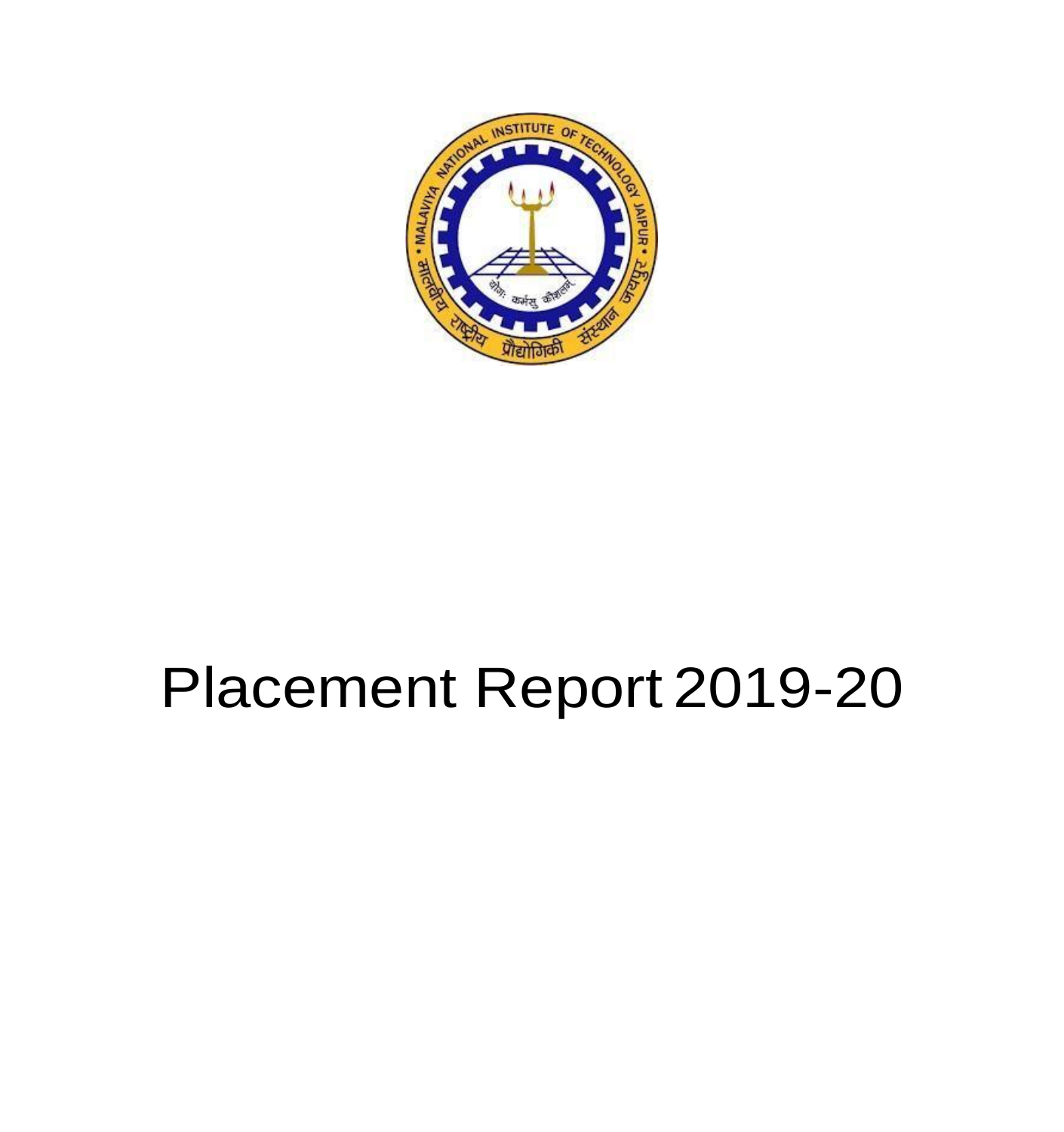# Placement Report 2019-20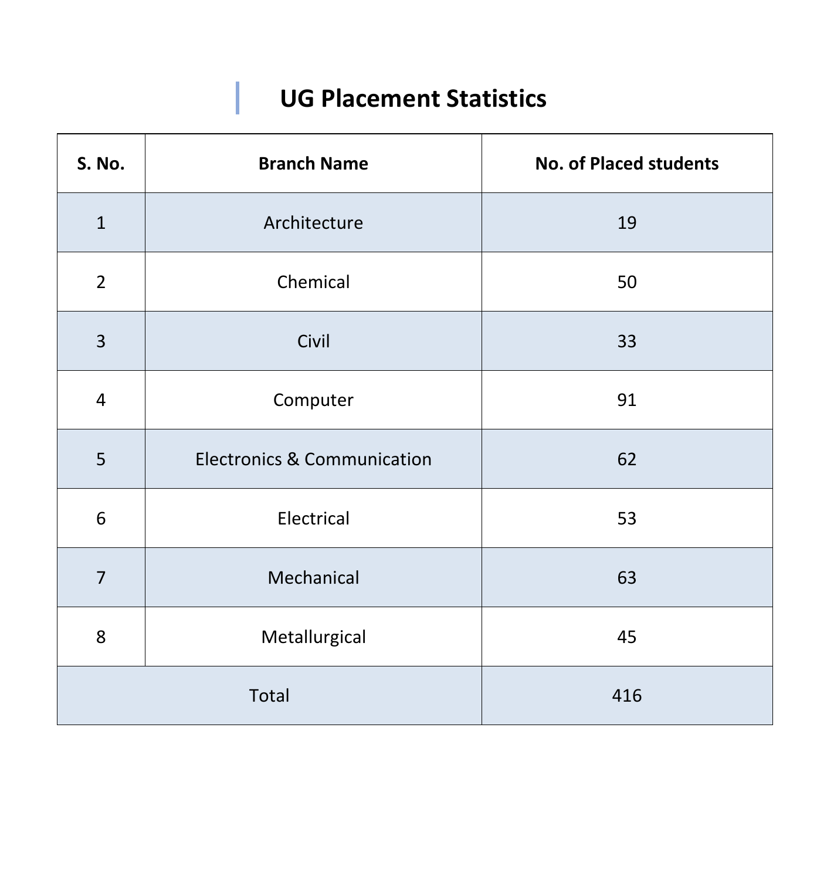# UG Placement Statistics

| S. No. | Branch Name | No. of Placed students |
|---|---|---|
| 1 | Architecture | 19 |
| 2 | Chemical | 50 |
| 3 | Civil | 33 |
| 4 | Computer | 91 |
| 5 | Electronics & Communication | 62 |
| 6 | Electrical | 53 |
| 7 | Mechanical | 63 |
| 8 | Metallurgical | 45 |
| Total | | 416 |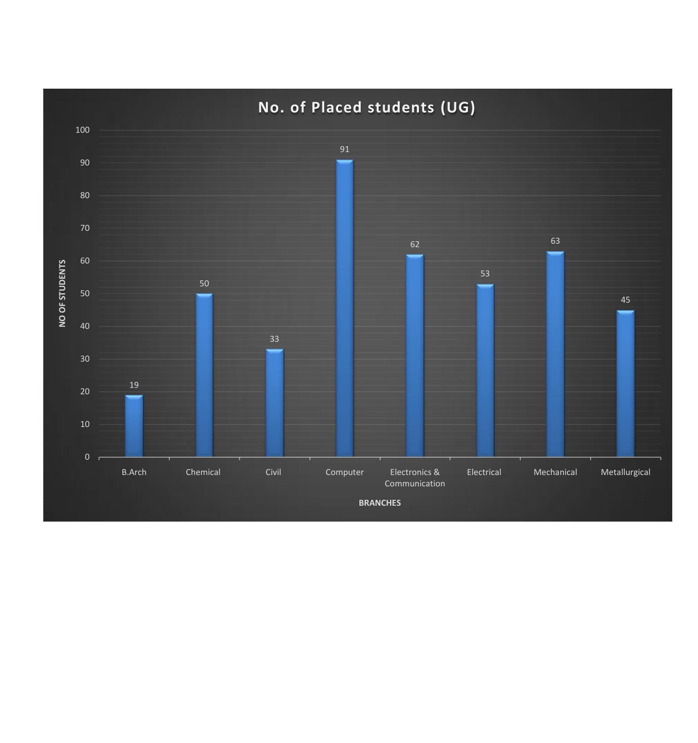## No. of Placed students (UG)

| BRANCHES | NO OF STUDENTS |
|---|---|
| B.Arch | 19 |
| Chemical | 50 |
| Civil | 33 |
| Computer | 91 |
| Electronics & Communication | 62 |
| Electrical | 53 |
| Mechanical | 63 |
| Metallurgical | 45 |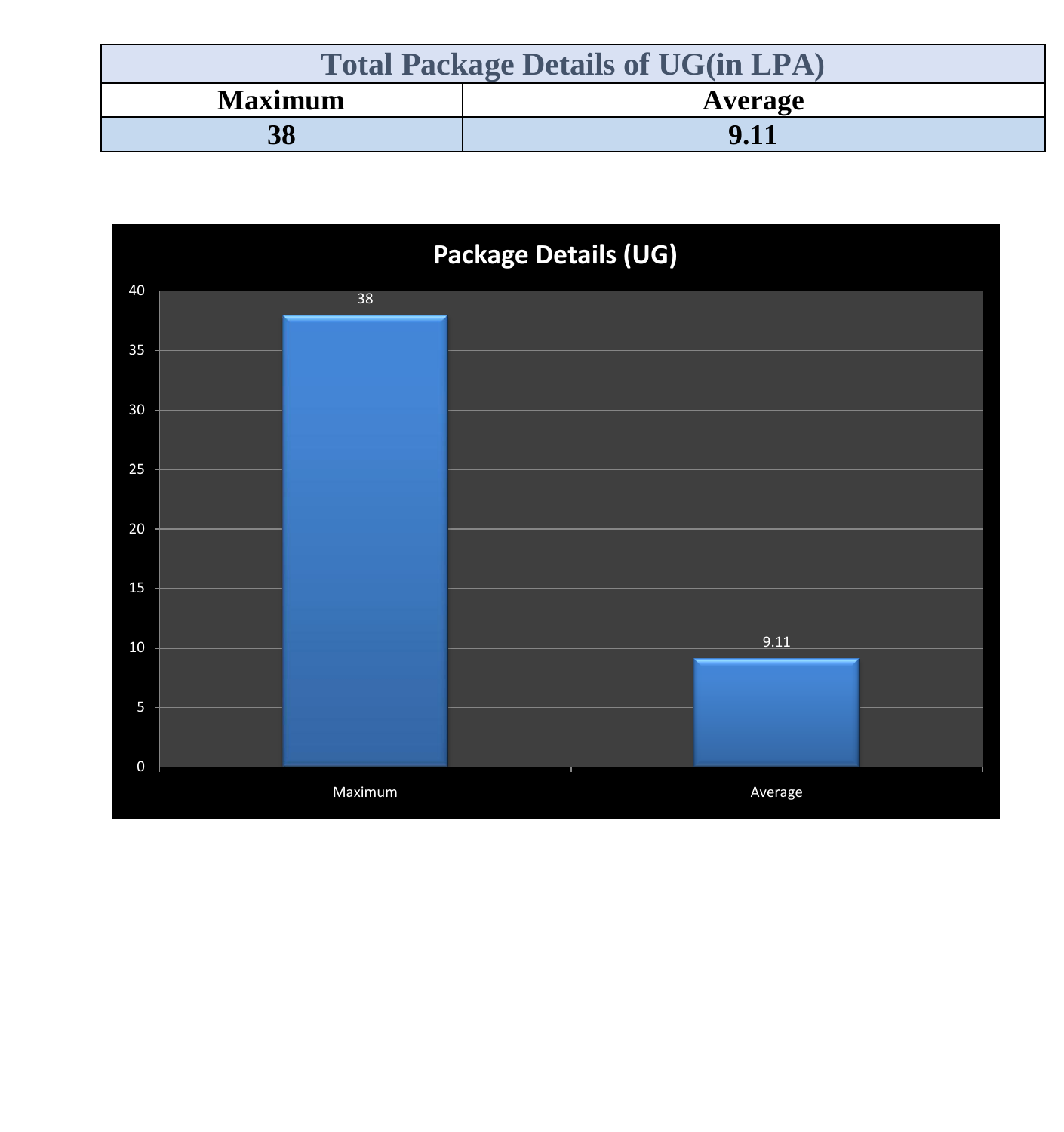| Total Package Details of UG(in LPA) | |
|---|---|
| **Maximum** | **Average** |
| **38** | **9.11** |

**Package Details (UG)**

| | Maximum | Average |
|---|---|---|
| Package (LPA) | 38 | 9.11 |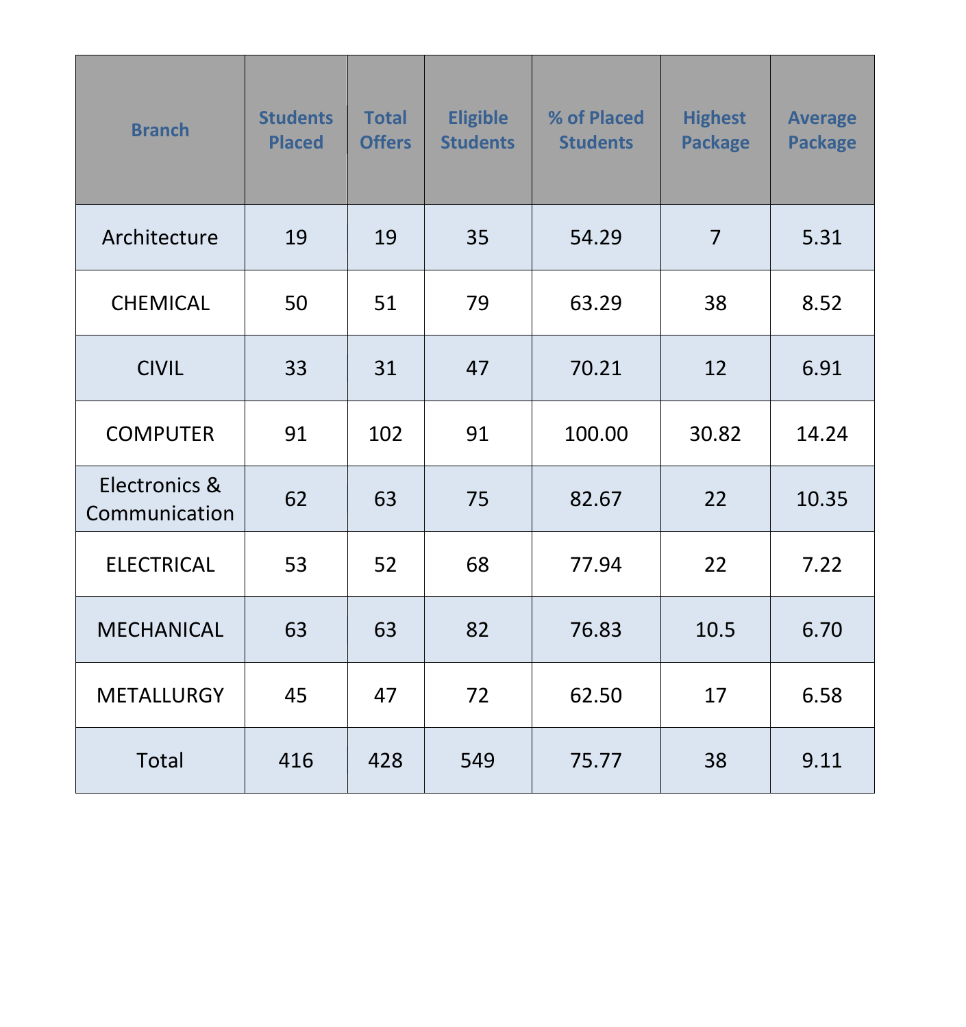| Branch | Students Placed | Total Offers | Eligible Students | % of Placed Students | Highest Package | Average Package |
|---|---|---|---|---|---|---|
| Architecture | 19 | 19 | 35 | 54.29 | 7 | 5.31 |
| CHEMICAL | 50 | 51 | 79 | 63.29 | 38 | 8.52 |
| CIVIL | 33 | 31 | 47 | 70.21 | 12 | 6.91 |
| COMPUTER | 91 | 102 | 91 | 100.00 | 30.82 | 14.24 |
| Electronics & Communication | 62 | 63 | 75 | 82.67 | 22 | 10.35 |
| ELECTRICAL | 53 | 52 | 68 | 77.94 | 22 | 7.22 |
| MECHANICAL | 63 | 63 | 82 | 76.83 | 10.5 | 6.70 |
| METALLURGY | 45 | 47 | 72 | 62.50 | 17 | 6.58 |
| Total | 416 | 428 | 549 | 75.77 | 38 | 9.11 |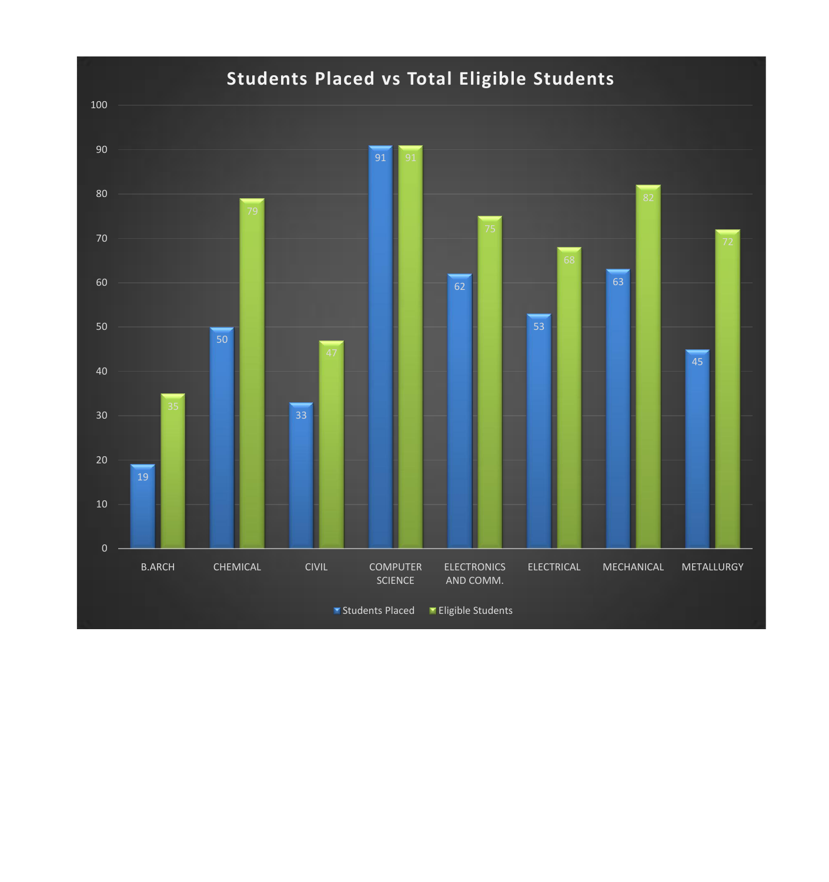**Students Placed vs Total Eligible Students**

| Branch | Students Placed | Eligible Students |
|---|---|---|
| B.ARCH | 19 | 35 |
| CHEMICAL | 50 | 79 |
| CIVIL | 33 | 47 |
| COMPUTER SCIENCE | 91 | 91 |
| ELECTRONICS AND COMM. | 62 | 75 |
| ELECTRICAL | 53 | 68 |
| MECHANICAL | 63 | 82 |
| METALLURGY | 45 | 72 |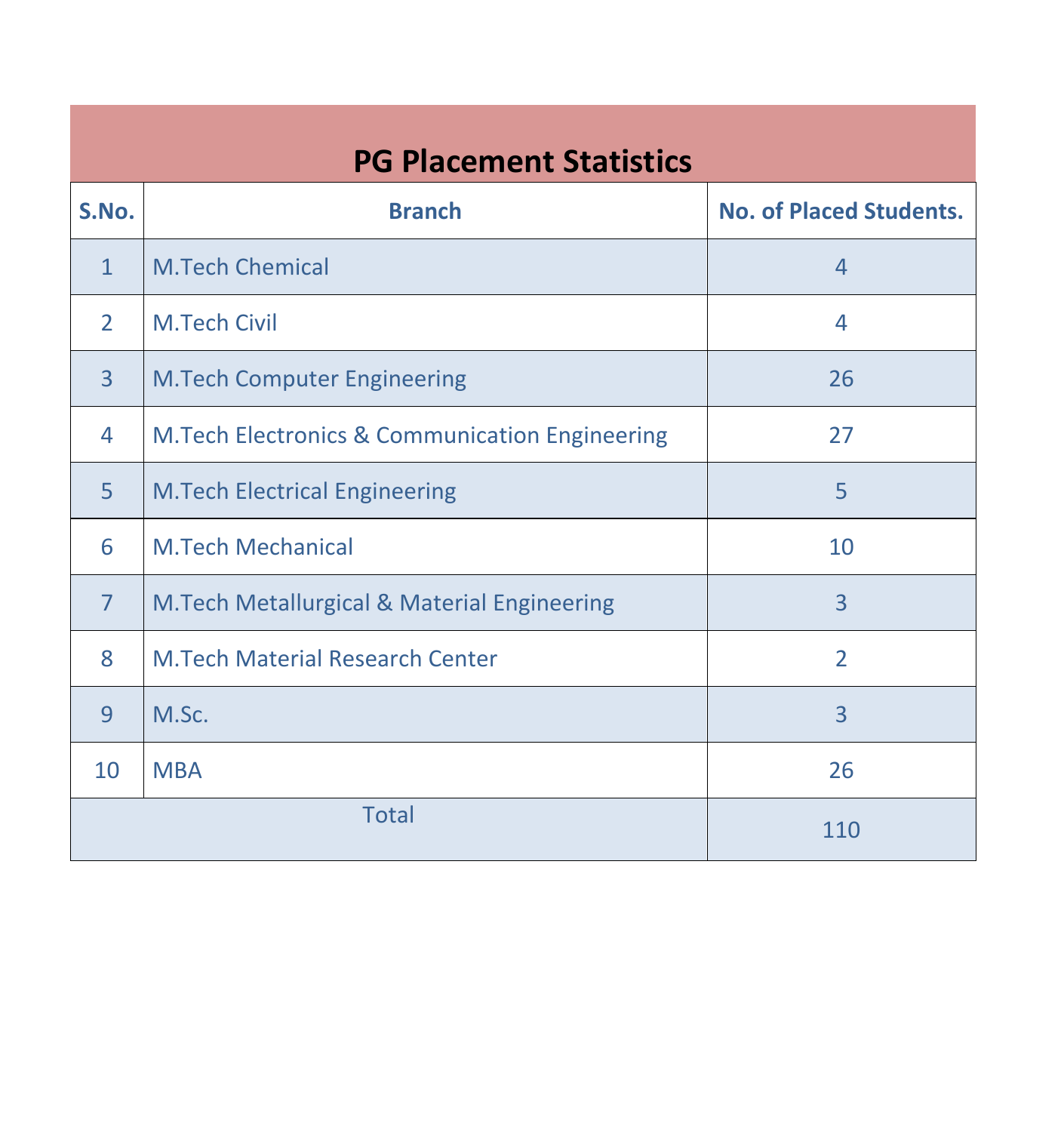| PG Placement Statistics | | |
|---|---|---|
| **S.No.** | **Branch** | **No. of Placed Students.** |
| 1 | M.Tech Chemical | 4 |
| 2 | M.Tech Civil | 4 |
| 3 | M.Tech Computer Engineering | 26 |
| 4 | M.Tech Electronics & Communication Engineering | 27 |
| 5 | M.Tech Electrical Engineering | 5 |
| 6 | M.Tech Mechanical | 10 |
| 7 | M.Tech Metallurgical & Material Engineering | 3 |
| 8 | M.Tech Material Research Center | 2 |
| 9 | M.Sc. | 3 |
| 10 | MBA | 26 |
| Total | | 110 |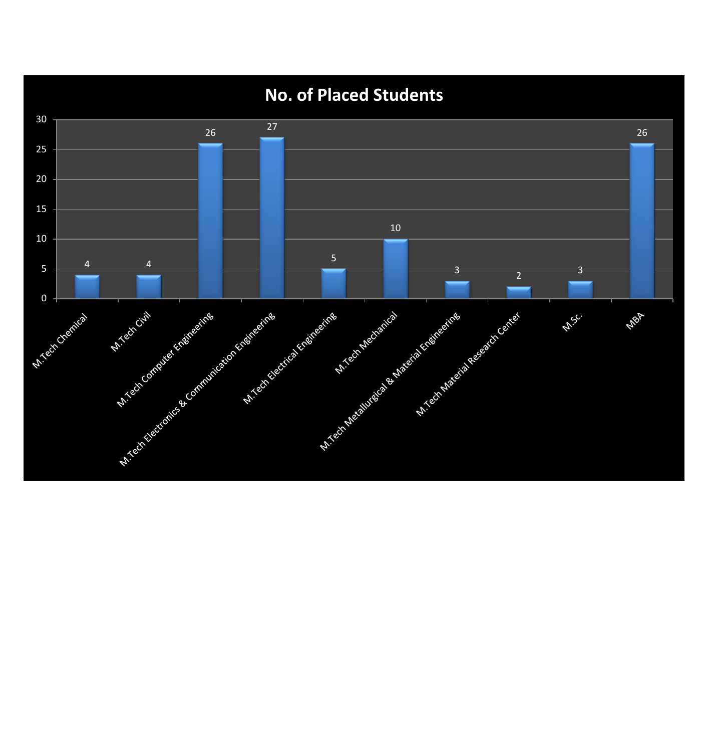## No. of Placed Students

| Program | No. of Placed Students |
|---|---|
| M.Tech Chemical | 4 |
| M.Tech Civil | 4 |
| M.Tech Computer Engineering | 26 |
| M.Tech Electronics & Communication Engineering | 27 |
| M.Tech Electrical Engineering | 5 |
| M.Tech Mechanical | 10 |
| M.Tech Metallurgical & Material Engineering | 3 |
| M.Tech Material Research Center | 2 |
| M.Sc. | 3 |
| MBA | 26 |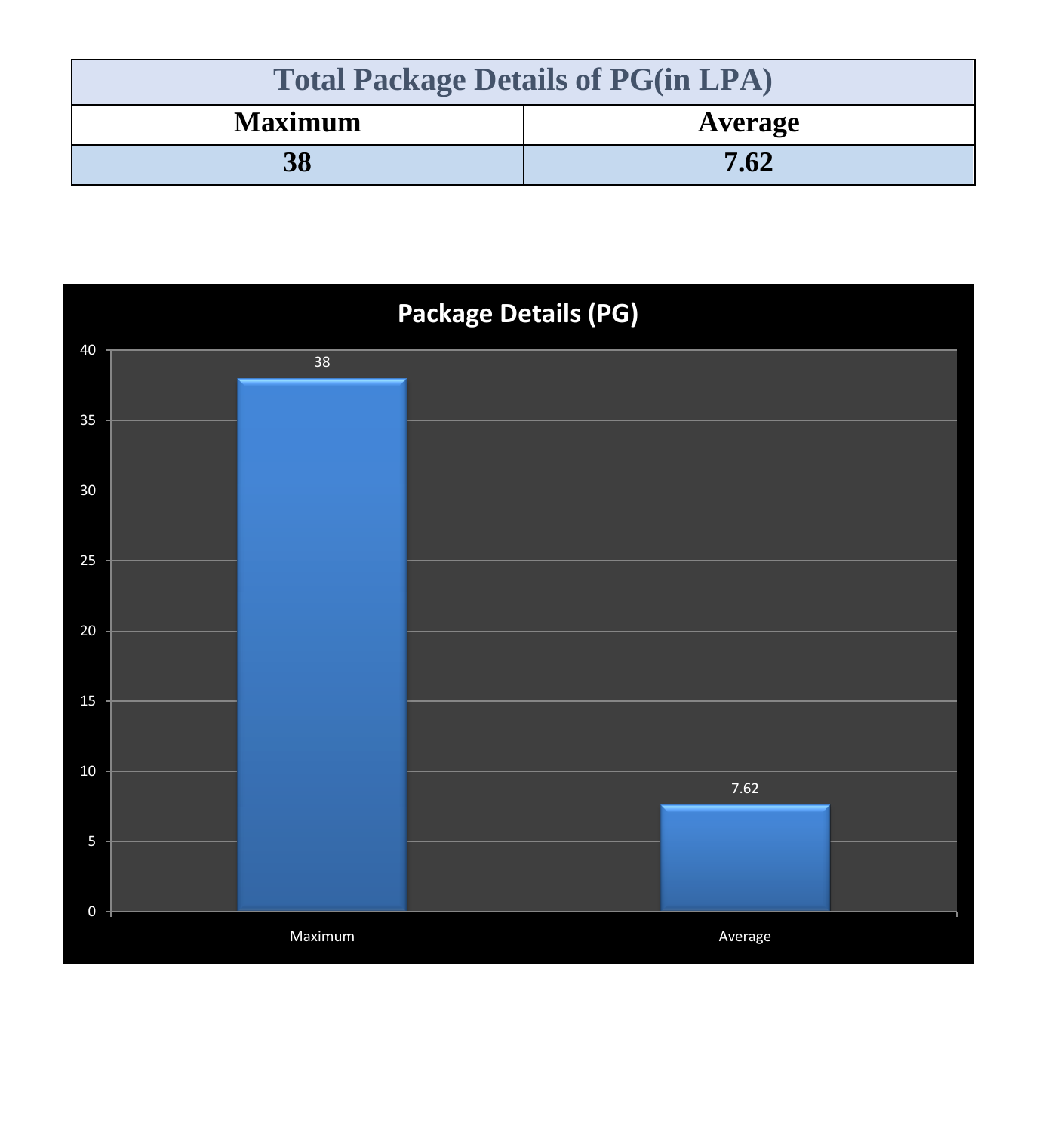| Total Package Details of PG(in LPA) | |
| --- | --- |
| **Maximum** | **Average** |
| **38** | **7.62** |

**Package Details (PG)**

| | Maximum | Average |
| --- | --- | --- |
| Package (LPA) | 38 | 7.62 |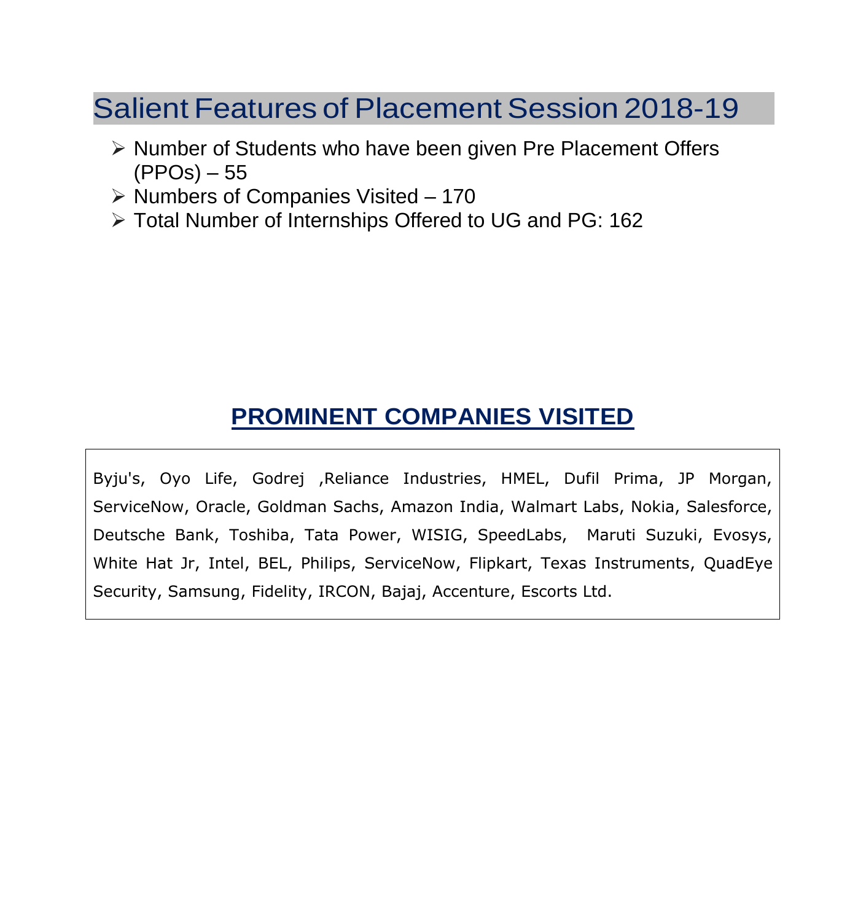# Salient Features of Placement Session 2018-19

- Number of Students who have been given Pre Placement Offers (PPOs) – 55
- Numbers of Companies Visited – 170
- Total Number of Internships Offered to UG and PG: 162

## PROMINENT COMPANIES VISITED

Byju's, Oyo Life, Godrej ,Reliance Industries, HMEL, Dufil Prima, JP Morgan, ServiceNow, Oracle, Goldman Sachs, Amazon India, Walmart Labs, Nokia, Salesforce, Deutsche Bank, Toshiba, Tata Power, WISIG, SpeedLabs, Maruti Suzuki, Evosys, White Hat Jr, Intel, BEL, Philips, ServiceNow, Flipkart, Texas Instruments, QuadEye Security, Samsung, Fidelity, IRCON, Bajaj, Accenture, Escorts Ltd.